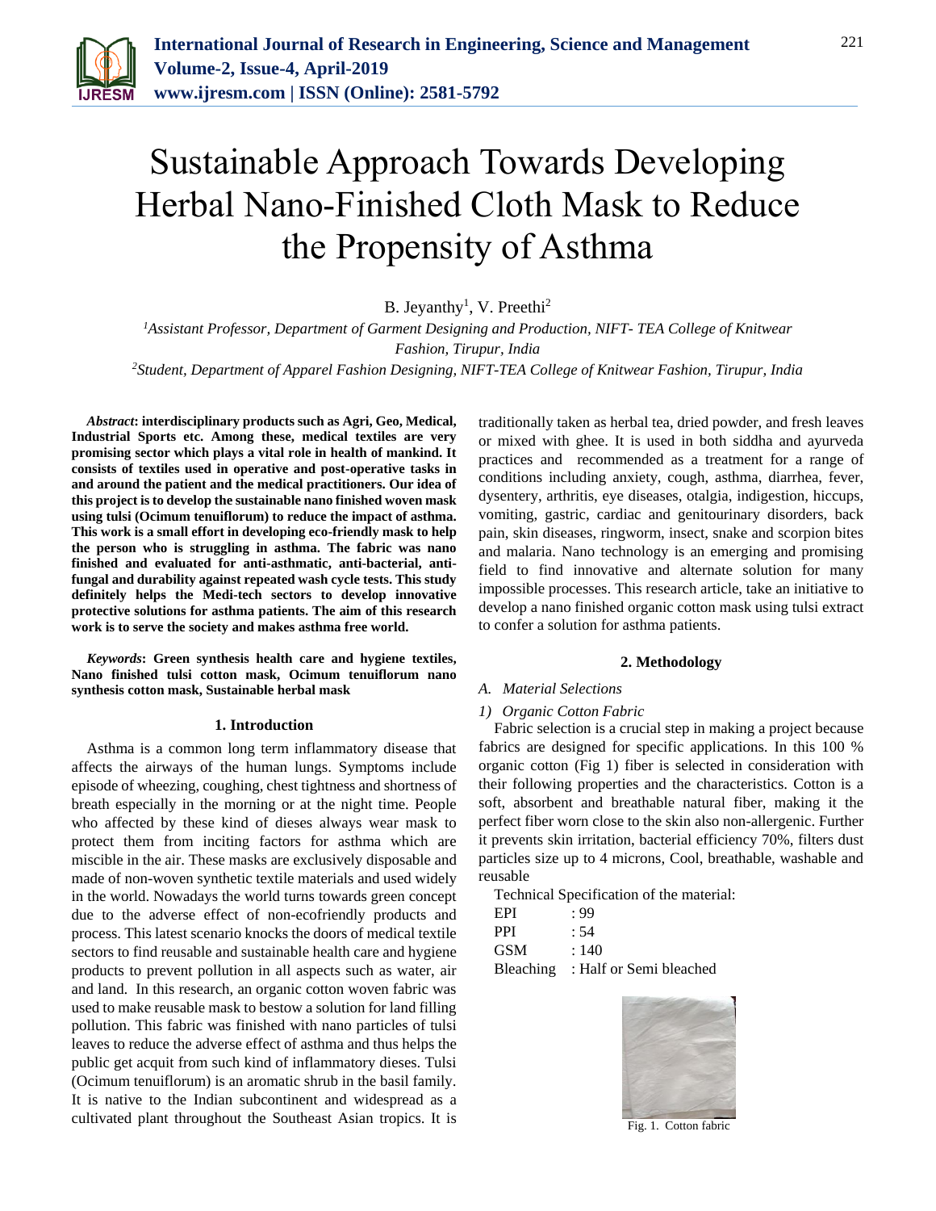# Sustainable Approach Towards Developing Herbal Nano-Finished Cloth Mask to Reduce the Propensity of Asthma

B. Jeyanthy[1], V. Preethi[2]

[1]*Assistant Professor, Department of Garment Designing and Production, NIFT- TEA College of Knitwear Fashion, Tirupur, India*

[2]*Student, Department of Apparel Fashion Designing, NIFT-TEA College of Knitwear Fashion, Tirupur, India*

***Abstract*: interdisciplinary products such as Agri, Geo, Medical, Industrial Sports etc. Among these, medical textiles are very promising sector which plays a vital role in health of mankind. It consists of textiles used in operative and post-operative tasks in and around the patient and the medical practitioners. Our idea of this project is to develop the sustainable nano finished woven mask using tulsi (Ocimum tenuiflorum) to reduce the impact of asthma. This work is a small effort in developing eco-friendly mask to help the person who is struggling in asthma. The fabric was nano finished and evaluated for anti-asthmatic, anti-bacterial, anti-fungal and durability against repeated wash cycle tests. This study definitely helps the Medi-tech sectors to develop innovative protective solutions for asthma patients. The aim of this research work is to serve the society and makes asthma free world.**

***Keywords*: Green synthesis health care and hygiene textiles, Nano finished tulsi cotton mask, Ocimum tenuiflorum nano synthesis cotton mask, Sustainable herbal mask**

## 1. Introduction

Asthma is a common long term inflammatory disease that affects the airways of the human lungs. Symptoms include episode of wheezing, coughing, chest tightness and shortness of breath especially in the morning or at the night time. People who affected by these kind of dieses always wear mask to protect them from inciting factors for asthma which are miscible in the air. These masks are exclusively disposable and made of non-woven synthetic textile materials and used widely in the world. Nowadays the world turns towards green concept due to the adverse effect of non-ecofriendly products and process. This latest scenario knocks the doors of medical textile sectors to find reusable and sustainable health care and hygiene products to prevent pollution in all aspects such as water, air and land. In this research, an organic cotton woven fabric was used to make reusable mask to bestow a solution for land filling pollution. This fabric was finished with nano particles of tulsi leaves to reduce the adverse effect of asthma and thus helps the public get acquit from such kind of inflammatory dieses. Tulsi (Ocimum tenuiflorum) is an aromatic shrub in the basil family. It is native to the Indian subcontinent and widespread as a cultivated plant throughout the Southeast Asian tropics. It is traditionally taken as herbal tea, dried powder, and fresh leaves or mixed with ghee. It is used in both siddha and ayurveda practices and recommended as a treatment for a range of conditions including anxiety, cough, asthma, diarrhea, fever, dysentery, arthritis, eye diseases, otalgia, indigestion, hiccups, vomiting, gastric, cardiac and genitourinary disorders, back pain, skin diseases, ringworm, insect, snake and scorpion bites and malaria. Nano technology is an emerging and promising field to find innovative and alternate solution for many impossible processes. This research article, take an initiative to develop a nano finished organic cotton mask using tulsi extract to confer a solution for asthma patients.

## 2. Methodology

### *A. Material Selections*

#### *1) Organic Cotton Fabric*

Fabric selection is a crucial step in making a project because fabrics are designed for specific applications. In this 100 % organic cotton (Fig 1) fiber is selected in consideration with their following properties and the characteristics. Cotton is a soft, absorbent and breathable natural fiber, making it the perfect fiber worn close to the skin also non-allergenic. Further it prevents skin irritation, bacterial efficiency 70%, filters dust particles size up to 4 microns, Cool, breathable, washable and reusable

Technical Specification of the material:

| | |
|---|---|
| EPI | : 99 |
| PPI | : 54 |
| GSM | : 140 |
| Bleaching | : Half or Semi bleached |

Fig. 1. Cotton fabric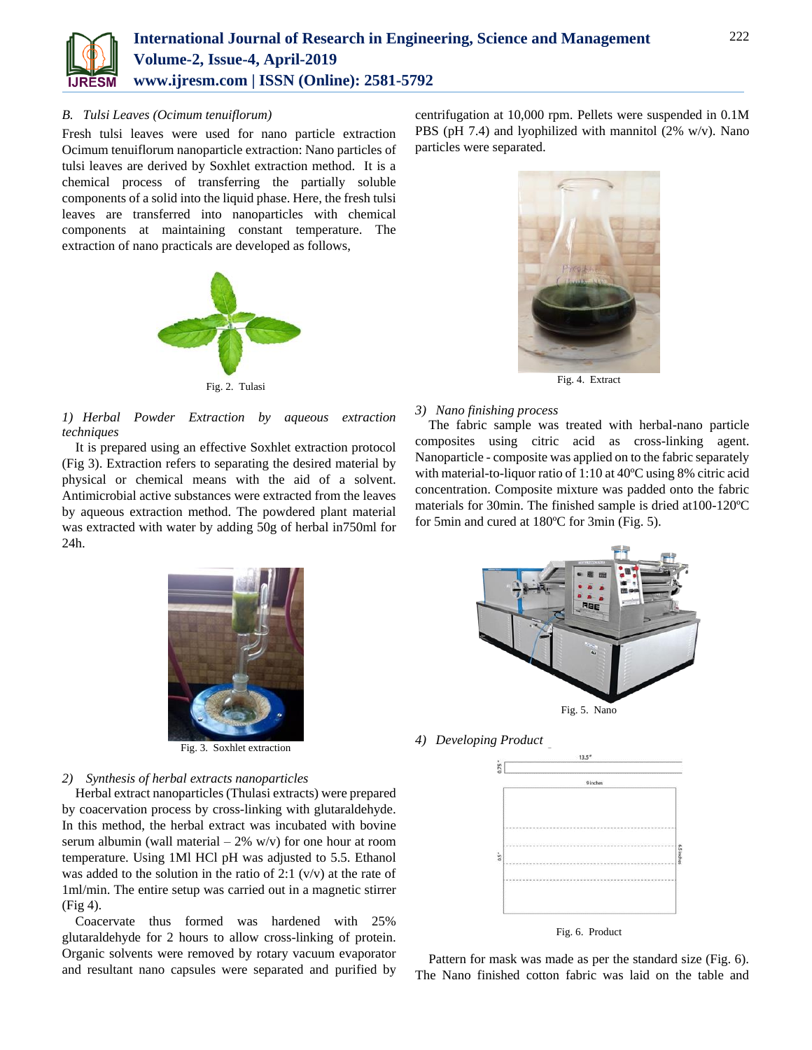### B. *Tulsi Leaves (Ocimum tenuiflorum)*

Fresh tulsi leaves were used for nano particle extraction Ocimum tenuiflorum nanoparticle extraction: Nano particles of tulsi leaves are derived by Soxhlet extraction method. It is a chemical process of transferring the partially soluble components of a solid into the liquid phase. Here, the fresh tulsi leaves are transferred into nanoparticles with chemical components at maintaining constant temperature. The extraction of nano practicals are developed as follows,

Fig. 2. Tulasi

#### *1) Herbal Powder Extraction by aqueous extraction techniques*

It is prepared using an effective Soxhlet extraction protocol (Fig 3). Extraction refers to separating the desired material by physical or chemical means with the aid of a solvent. Antimicrobial active substances were extracted from the leaves by aqueous extraction method. The powdered plant material was extracted with water by adding 50g of herbal in750ml for 24h.

Fig. 3. Soxhlet extraction

#### *2) Synthesis of herbal extracts nanoparticles*

Herbal extract nanoparticles (Thulasi extracts) were prepared by coacervation process by cross-linking with glutaraldehyde. In this method, the herbal extract was incubated with bovine serum albumin (wall material – 2% w/v) for one hour at room temperature. Using 1Ml HCl pH was adjusted to 5.5. Ethanol was added to the solution in the ratio of 2:1 (v/v) at the rate of 1ml/min. The entire setup was carried out in a magnetic stirrer (Fig 4).

Coacervate thus formed was hardened with 25% glutaraldehyde for 2 hours to allow cross-linking of protein. Organic solvents were removed by rotary vacuum evaporator and resultant nano capsules were separated and purified by centrifugation at 10,000 rpm. Pellets were suspended in 0.1M PBS (pH 7.4) and lyophilized with mannitol (2% w/v). Nano particles were separated.

Fig. 4. Extract

#### *3) Nano finishing process*

The fabric sample was treated with herbal-nano particle composites using citric acid as cross-linking agent. Nanoparticle - composite was applied on to the fabric separately with material-to-liquor ratio of 1:10 at 40ºC using 8% citric acid concentration. Composite mixture was padded onto the fabric materials for 30min. The finished sample is dried at100-120ºC for 5min and cured at 180ºC for 3min (Fig. 5).

Fig. 5. Nano

#### *4) Developing Product*

Fig. 6. Product

Pattern for mask was made as per the standard size (Fig. 6). The Nano finished cotton fabric was laid on the table and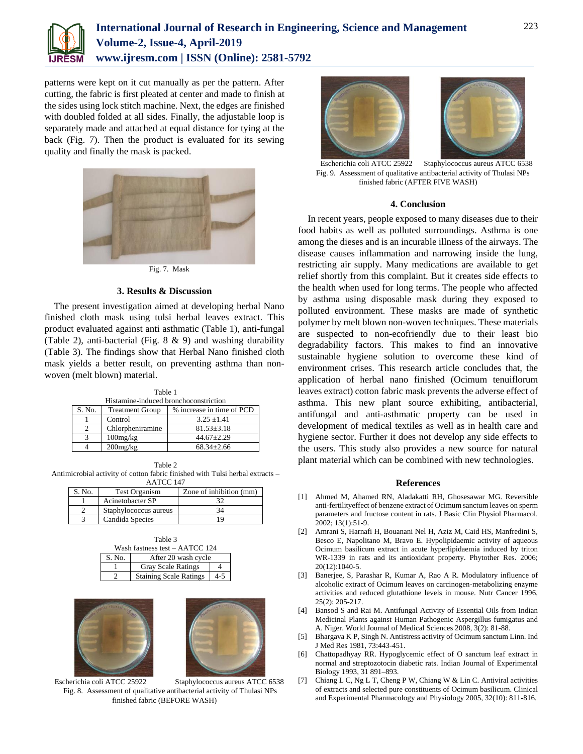patterns were kept on it cut manually as per the pattern. After cutting, the fabric is first pleated at center and made to finish at the sides using lock stitch machine. Next, the edges are finished with doubled folded at all sides. Finally, the adjustable loop is separately made and attached at equal distance for tying at the back (Fig. 7). Then the product is evaluated for its sewing quality and finally the mask is packed.

Fig. 7. Mask

## 3. Results & Discussion

The present investigation aimed at developing herbal Nano finished cloth mask using tulsi herbal leaves extract. This product evaluated against anti asthmatic (Table 1), anti-fungal (Table 2), anti-bacterial (Fig. 8 & 9) and washing durability (Table 3). The findings show that Herbal Nano finished cloth mask yields a better result, on preventing asthma than non-woven (melt blown) material.

Table 1
Histamine-induced bronchoconstriction

| S. No. | Treatment Group | % increase in time of PCD |
|---|---|---|
| 1 | Control | 3.25 ±1.41 |
| 2 | Chlorpheniramine | 81.53±3.18 |
| 3 | 100mg/kg | 44.67±2.29 |
| 4 | 200mg/kg | 68.34±2.66 |

Table 2
Antimicrobial activity of cotton fabric finished with Tulsi herbal extracts – AATCC 147

| S. No. | Test Organism | Zone of inhibition (mm) |
|---|---|---|
| 1 | Acinetobacter SP | 32 |
| 2 | Staphylococcus aureus | 34 |
| 3 | Candida Species | 19 |

Table 3
Wash fastness test – AATCC 124

| S. No. | After 20 wash cycle | |
|---|---|---|
| 1 | Gray Scale Ratings | 4 |
| 2 | Staining Scale Ratings | 4-5 |

Escherichia coli ATCC 25922 Staphylococcus aureus ATCC 6538
Fig. 8. Assessment of qualitative antibacterial activity of Thulasi NPs finished fabric (BEFORE WASH)

Escherichia coli ATCC 25922 Staphylococcus aureus ATCC 6538
Fig. 9. Assessment of qualitative antibacterial activity of Thulasi NPs finished fabric (AFTER FIVE WASH)

## 4. Conclusion

In recent years, people exposed to many diseases due to their food habits as well as polluted surroundings. Asthma is one among the dieses and is an incurable illness of the airways. The disease causes inflammation and narrowing inside the lung, restricting air supply. Many medications are available to get relief shortly from this complaint. But it creates side effects to the health when used for long terms. The people who affected by asthma using disposable mask during they exposed to polluted environment. These masks are made of synthetic polymer by melt blown non-woven techniques. These materials are suspected to non-ecofriendly due to their least bio degradability factors. This makes to find an innovative sustainable hygiene solution to overcome these kind of environment crises. This research article concludes that, the application of herbal nano finished (Ocimum tenuiflorum leaves extract) cotton fabric mask prevents the adverse effect of asthma. This new plant source exhibiting, antibacterial, antifungal and anti-asthmatic property can be used in development of medical textiles as well as in health care and hygiene sector. Further it does not develop any side effects to the users. This study also provides a new source for natural plant material which can be combined with new technologies.

## References

[1] Ahmed M, Ahamed RN, Aladakatti RH, Ghosesawar MG. Reversible anti-fertilityeffect of benzene extract of Ocimum sanctum leaves on sperm parameters and fructose content in rats. J Basic Clin Physiol Pharmacol. 2002; 13(1):51-9.

[2] Amrani S, Harnafi H, Bouanani Nel H, Aziz M, Caid HS, Manfredini S, Besco E, Napolitano M, Bravo E. Hypolipidaemic activity of aqueous Ocimum basilicum extract in acute hyperlipidaemia induced by triton WR-1339 in rats and its antioxidant property. Phytother Res. 2006; 20(12):1040-5.

[3] Banerjee, S, Parashar R, Kumar A, Rao A R. Modulatory influence of alcoholic extract of Ocimum leaves on carcinogen-metabolizing enzyme activities and reduced glutathione levels in mouse. Nutr Cancer 1996, 25(2): 205-217.

[4] Bansod S and Rai M. Antifungal Activity of Essential Oils from Indian Medicinal Plants against Human Pathogenic Aspergillus fumigatus and A. Niger. World Journal of Medical Sciences 2008, 3(2): 81-88.

[5] Bhargava K P, Singh N. Antistress activity of Ocimum sanctum Linn. Ind J Med Res 1981, 73:443-451.

[6] Chattopadhyay RR. Hypoglycemic effect of O sanctum leaf extract in normal and streptozotocin diabetic rats. Indian Journal of Experimental Biology 1993, 31 891–893.

[7] Chiang L C, Ng L T, Cheng P W, Chiang W & Lin C. Antiviral activities of extracts and selected pure constituents of Ocimum basilicum. Clinical and Experimental Pharmacology and Physiology 2005, 32(10): 811-816.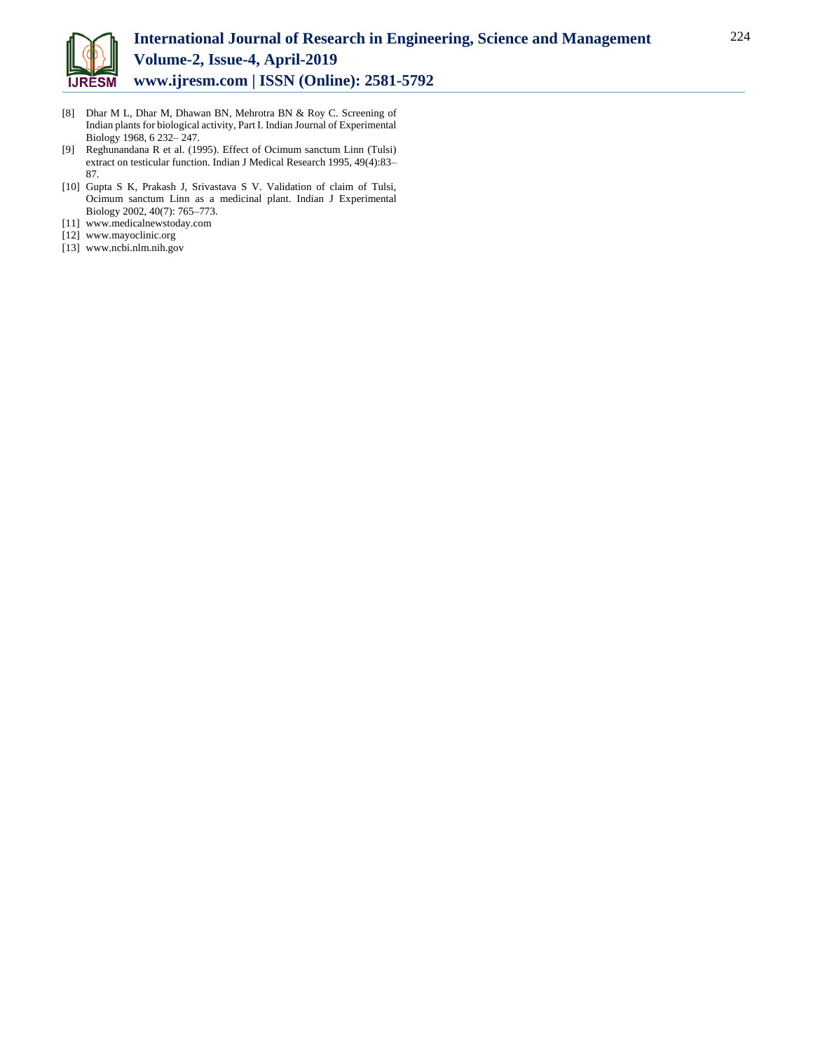[8] Dhar M L, Dhar M, Dhawan BN, Mehrotra BN & Roy C. Screening of Indian plants for biological activity, Part I. Indian Journal of Experimental Biology 1968, 6 232– 247.

[9] Reghunandana R et al. (1995). Effect of Ocimum sanctum Linn (Tulsi) extract on testicular function. Indian J Medical Research 1995, 49(4):83–87.

[10] Gupta S K, Prakash J, Srivastava S V. Validation of claim of Tulsi, Ocimum sanctum Linn as a medicinal plant. Indian J Experimental Biology 2002, 40(7): 765–773.

[11] www.medicalnewstoday.com

[12] www.mayoclinic.org

[13] www.ncbi.nlm.nih.gov